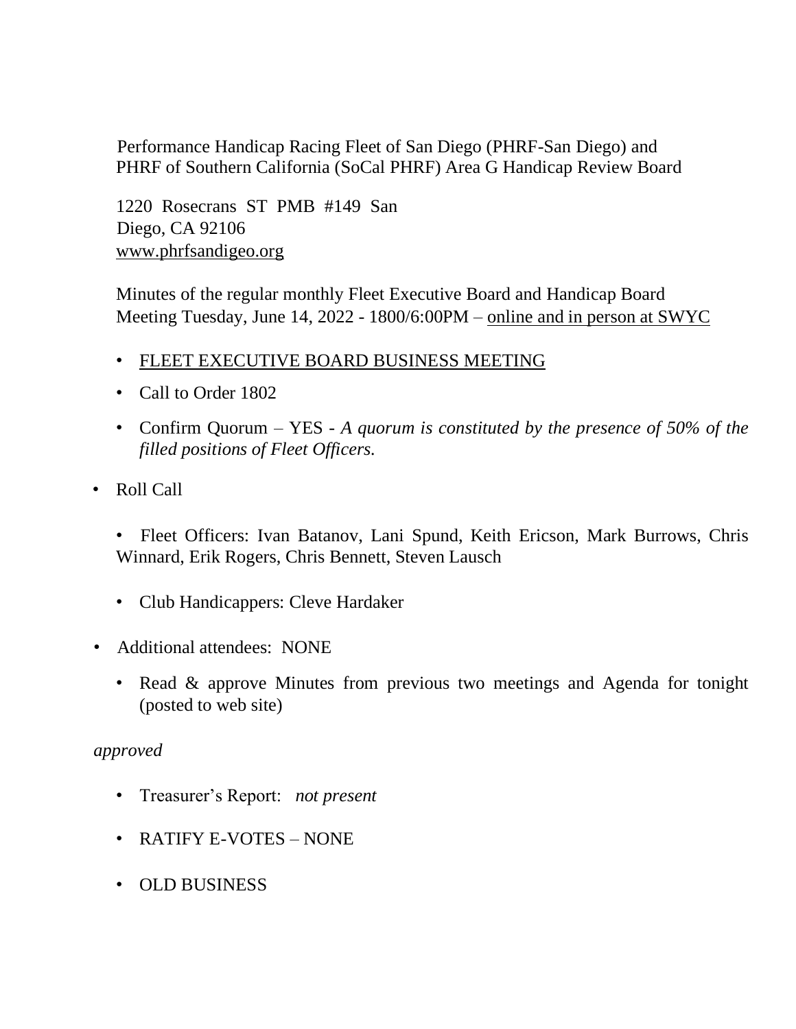Performance Handicap Racing Fleet of San Diego (PHRF-San Diego) and PHRF of Southern California (SoCal PHRF) Area G Handicap Review Board

1220 Rosecrans ST PMB #149 San Diego, CA 92106
www.phrfsandigeo.org

Minutes of the regular monthly Fleet Executive Board and Handicap Board Meeting Tuesday, June 14, 2022 - 1800/6:00PM – online and in person at SWYC

- FLEET EXECUTIVE BOARD BUSINESS MEETING
- Call to Order 1802
- Confirm Quorum – YES - *A quorum is constituted by the presence of 50% of the filled positions of Fleet Officers.*
- Roll Call
  - Fleet Officers: Ivan Batanov, Lani Spund, Keith Ericson, Mark Burrows, Chris Winnard, Erik Rogers, Chris Bennett, Steven Lausch
  - Club Handicappers: Cleve Hardaker
- Additional attendees: NONE
  - Read & approve Minutes from previous two meetings and Agenda for tonight (posted to web site)

*approved*

- Treasurer's Report: *not present*
- RATIFY E-VOTES – NONE
- OLD BUSINESS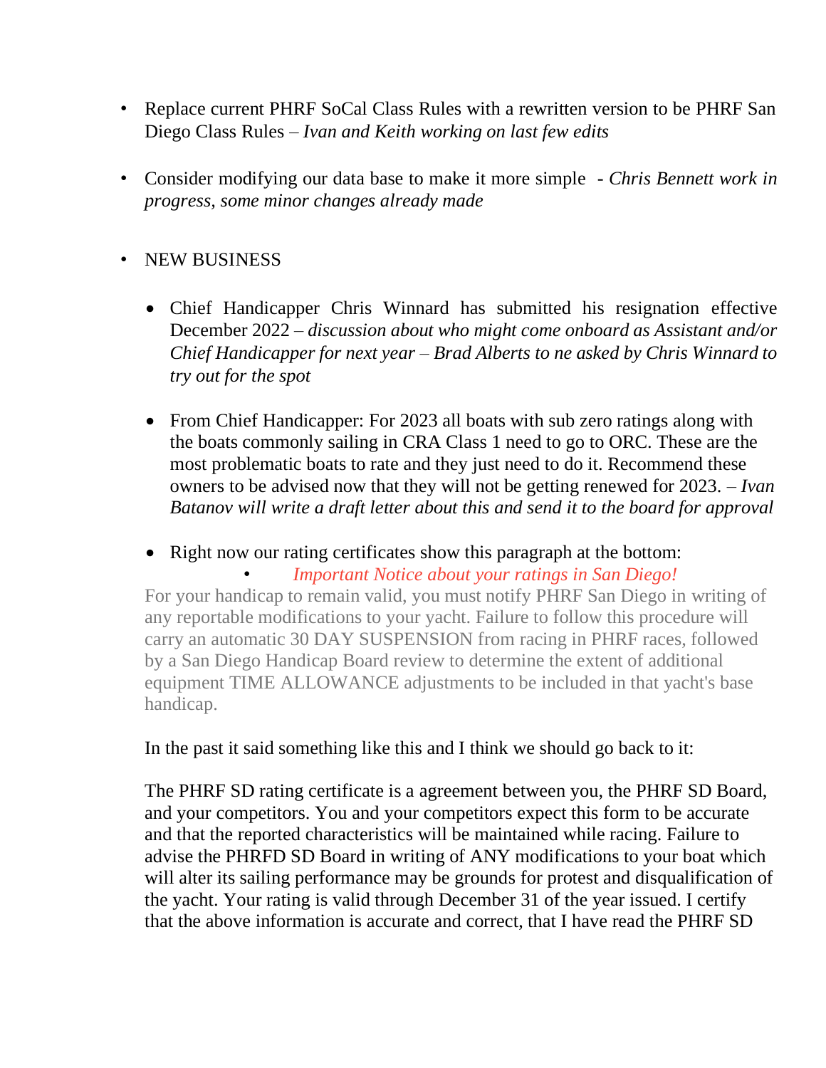- Replace current PHRF SoCal Class Rules with a rewritten version to be PHRF San Diego Class Rules – *Ivan and Keith working on last few edits*

- Consider modifying our data base to make it more simple - *Chris Bennett work in progress, some minor changes already made*

- NEW BUSINESS

  - Chief Handicapper Chris Winnard has submitted his resignation effective December 2022 – *discussion about who might come onboard as Assistant and/or Chief Handicapper for next year – Brad Alberts to ne asked by Chris Winnard to try out for the spot*

  - From Chief Handicapper: For 2023 all boats with sub zero ratings along with the boats commonly sailing in CRA Class 1 need to go to ORC. These are the most problematic boats to rate and they just need to do it. Recommend these owners to be advised now that they will not be getting renewed for 2023. – *Ivan Batanov will write a draft letter about this and send it to the board for approval*

  - Right now our rating certificates show this paragraph at the bottom:
    - *Important Notice about your ratings in San Diego!*

    For your handicap to remain valid, you must notify PHRF San Diego in writing of any reportable modifications to your yacht. Failure to follow this procedure will carry an automatic 30 DAY SUSPENSION from racing in PHRF races, followed by a San Diego Handicap Board review to determine the extent of additional equipment TIME ALLOWANCE adjustments to be included in that yacht's base handicap.

    In the past it said something like this and I think we should go back to it:

    The PHRF SD rating certificate is a agreement between you, the PHRF SD Board, and your competitors. You and your competitors expect this form to be accurate and that the reported characteristics will be maintained while racing. Failure to advise the PHRFD SD Board in writing of ANY modifications to your boat which will alter its sailing performance may be grounds for protest and disqualification of the yacht. Your rating is valid through December 31 of the year issued. I certify that the above information is accurate and correct, that I have read the PHRF SD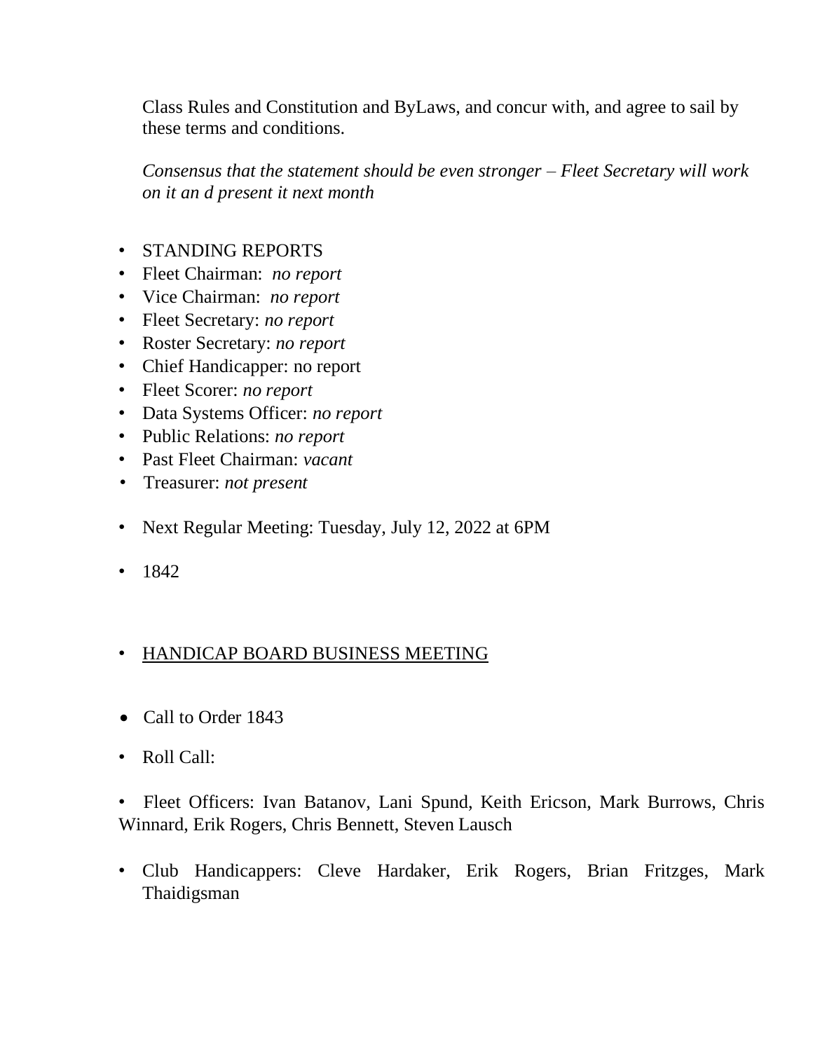Class Rules and Constitution and ByLaws, and concur with, and agree to sail by these terms and conditions.

*Consensus that the statement should be even stronger – Fleet Secretary will work on it an d present it next month*

- STANDING REPORTS
- Fleet Chairman: *no report*
- Vice Chairman: *no report*
- Fleet Secretary: *no report*
- Roster Secretary: *no report*
- Chief Handicapper: no report
- Fleet Scorer: *no report*
- Data Systems Officer: *no report*
- Public Relations: *no report*
- Past Fleet Chairman: *vacant*
- Treasurer: *not present*

- Next Regular Meeting: Tuesday, July 12, 2022 at 6PM

- 1842

- <u>HANDICAP BOARD BUSINESS MEETING</u>

- Call to Order 1843

- Roll Call:

- Fleet Officers: Ivan Batanov, Lani Spund, Keith Ericson, Mark Burrows, Chris Winnard, Erik Rogers, Chris Bennett, Steven Lausch

- Club Handicappers: Cleve Hardaker, Erik Rogers, Brian Fritzges, Mark Thaidigsman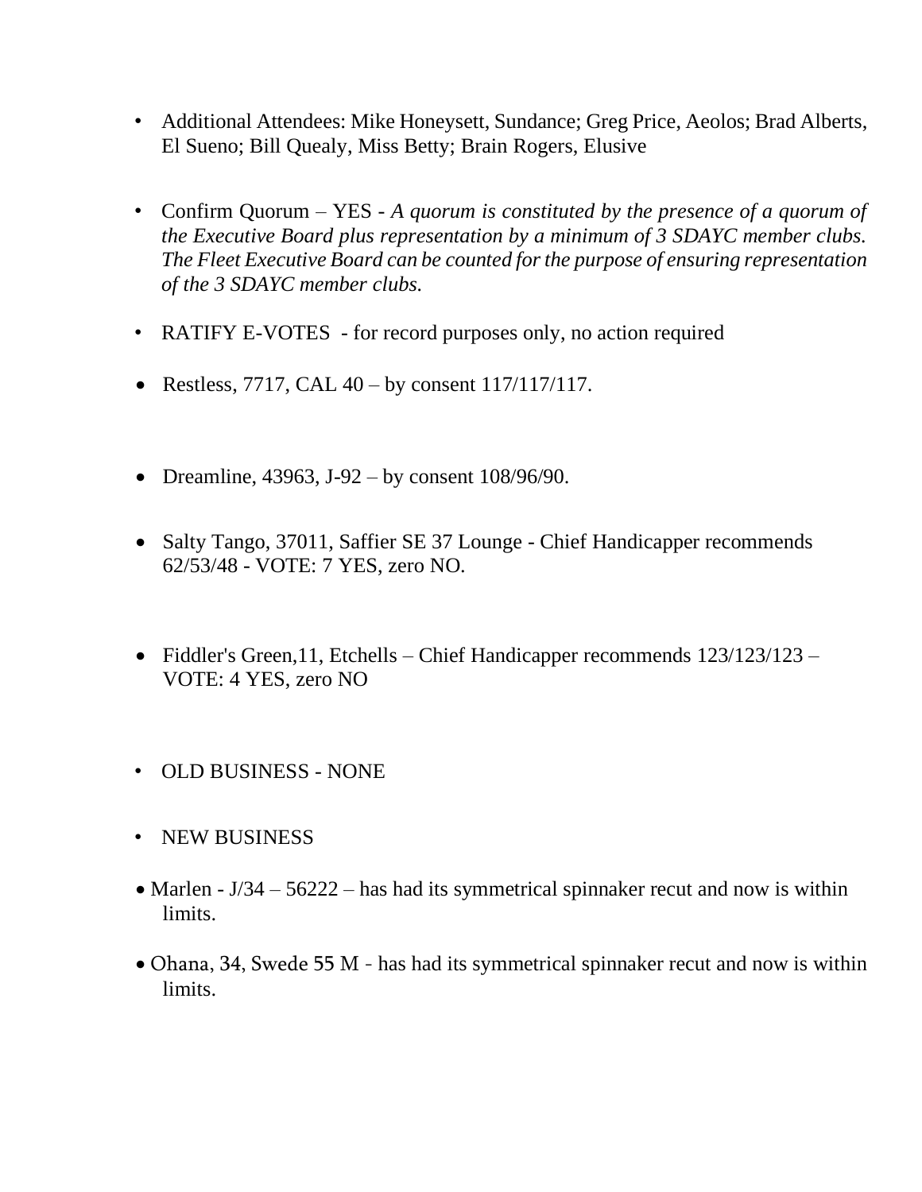- Additional Attendees: Mike Honeysett, Sundance; Greg Price, Aeolos; Brad Alberts, El Sueno; Bill Quealy, Miss Betty; Brain Rogers, Elusive

- Confirm Quorum – YES - *A quorum is constituted by the presence of a quorum of the Executive Board plus representation by a minimum of 3 SDAYC member clubs. The Fleet Executive Board can be counted for the purpose of ensuring representation of the 3 SDAYC member clubs.*

- RATIFY E-VOTES - for record purposes only, no action required

- Restless, 7717, CAL 40 – by consent 117/117/117.

- Dreamline, 43963, J-92 – by consent 108/96/90.

- Salty Tango, 37011, Saffier SE 37 Lounge - Chief Handicapper recommends 62/53/48 - VOTE: 7 YES, zero NO.

- Fiddler's Green,11, Etchells – Chief Handicapper recommends 123/123/123 – VOTE: 4 YES, zero NO

- OLD BUSINESS - NONE

- NEW BUSINESS

- Marlen - J/34 – 56222 – has had its symmetrical spinnaker recut and now is within limits.

- Ohana, 34, Swede 55 M - has had its symmetrical spinnaker recut and now is within limits.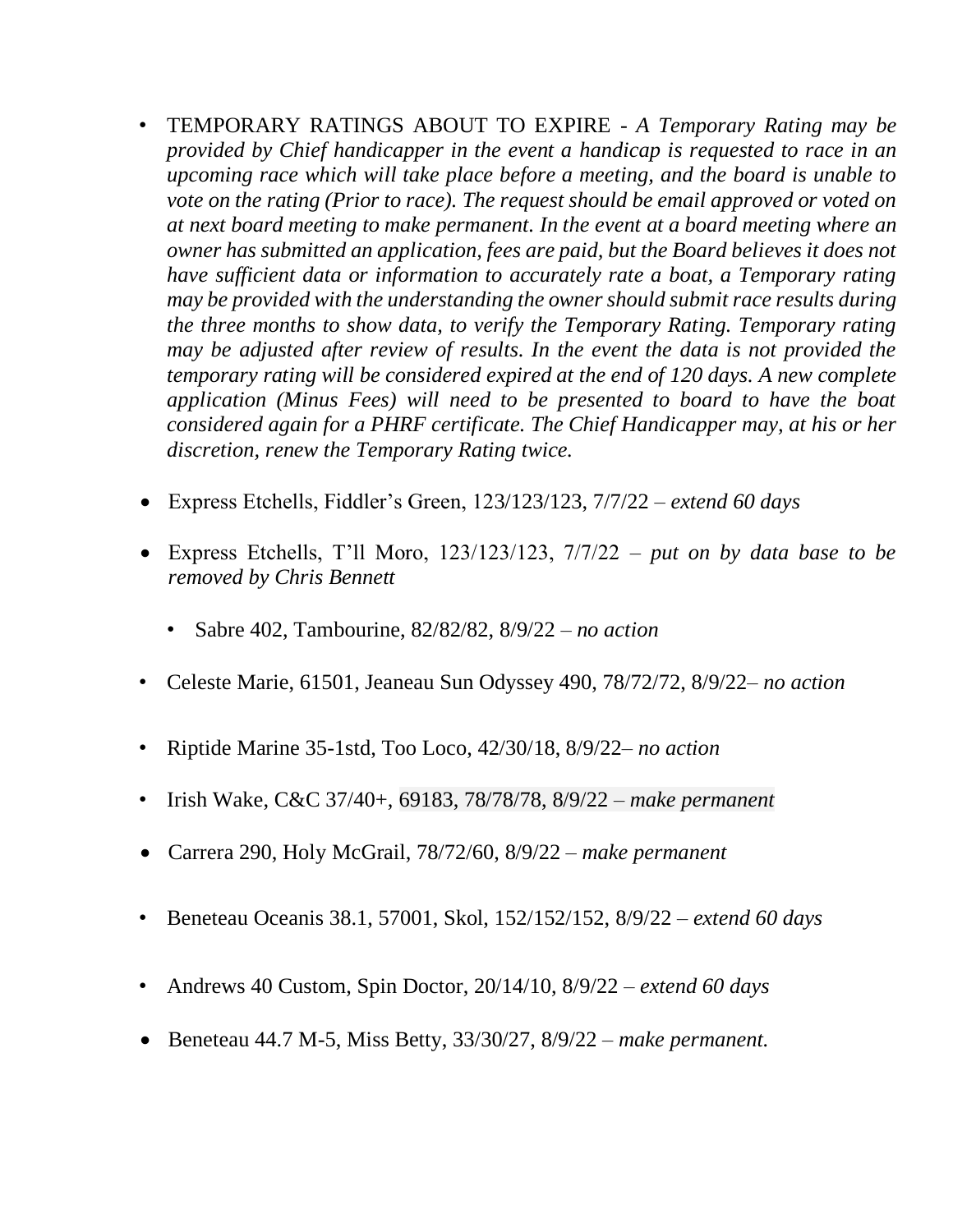- TEMPORARY RATINGS ABOUT TO EXPIRE - *A Temporary Rating may be provided by Chief handicapper in the event a handicap is requested to race in an upcoming race which will take place before a meeting, and the board is unable to vote on the rating (Prior to race). The request should be email approved or voted on at next board meeting to make permanent. In the event at a board meeting where an owner has submitted an application, fees are paid, but the Board believes it does not have sufficient data or information to accurately rate a boat, a Temporary rating may be provided with the understanding the owner should submit race results during the three months to show data, to verify the Temporary Rating. Temporary rating may be adjusted after review of results. In the event the data is not provided the temporary rating will be considered expired at the end of 120 days. A new complete application (Minus Fees) will need to be presented to board to have the boat considered again for a PHRF certificate. The Chief Handicapper may, at his or her discretion, renew the Temporary Rating twice.*

- Express Etchells, Fiddler's Green, 123/123/123, 7/7/22 – *extend 60 days*

- Express Etchells, T'll Moro, 123/123/123, 7/7/22 – *put on by data base to be removed by Chris Bennett*

  - Sabre 402, Tambourine, 82/82/82, 8/9/22 – *no action*

- Celeste Marie, 61501, Jeaneau Sun Odyssey 490, 78/72/72, 8/9/22– *no action*

- Riptide Marine 35-1std, Too Loco, 42/30/18, 8/9/22– *no action*

- Irish Wake, C&C 37/40+, 69183, 78/78/78, 8/9/22 – *make permanent*

- Carrera 290, Holy McGrail, 78/72/60, 8/9/22 – *make permanent*

- Beneteau Oceanis 38.1, 57001, Skol, 152/152/152, 8/9/22 – *extend 60 days*

- Andrews 40 Custom, Spin Doctor, 20/14/10, 8/9/22 – *extend 60 days*

- Beneteau 44.7 M-5, Miss Betty, 33/30/27, 8/9/22 – *make permanent.*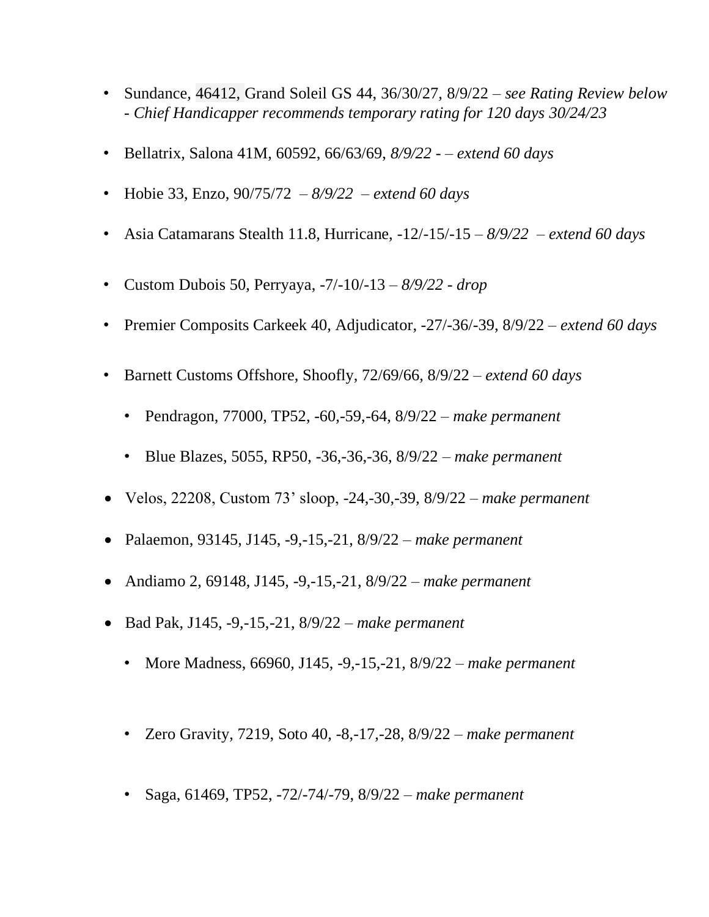- Sundance, 46412, Grand Soleil GS 44, 36/30/27, 8/9/22 – *see Rating Review below - Chief Handicapper recommends temporary rating for 120 days 30/24/23*
- Bellatrix, Salona 41M, 60592, 66/63/69, *8/9/22 - – extend 60 days*
- Hobie 33, Enzo, 90/75/72 – *8/9/22 – extend 60 days*
- Asia Catamarans Stealth 11.8, Hurricane, -12/-15/-15 – *8/9/22 – extend 60 days*
- Custom Dubois 50, Perryaya, -7/-10/-13 – *8/9/22 - drop*
- Premier Composits Carkeek 40, Adjudicator, -27/-36/-39, 8/9/22 – *extend 60 days*
- Barnett Customs Offshore, Shoofly, 72/69/66, 8/9/22 – *extend 60 days*
  - Pendragon, 77000, TP52, -60,-59,-64, 8/9/22 – *make permanent*
  - Blue Blazes, 5055, RP50, -36,-36,-36, 8/9/22 – *make permanent*
- Velos, 22208, Custom 73' sloop, -24,-30,-39, 8/9/22 – *make permanent*
- Palaemon, 93145, J145, -9,-15,-21, 8/9/22 – *make permanent*
- Andiamo 2, 69148, J145, -9,-15,-21, 8/9/22 – *make permanent*
- Bad Pak, J145, -9,-15,-21, 8/9/22 – *make permanent*
  - More Madness, 66960, J145, -9,-15,-21, 8/9/22 – *make permanent*
  - Zero Gravity, 7219, Soto 40, -8,-17,-28, 8/9/22 – *make permanent*
  - Saga, 61469, TP52, -72/-74/-79, 8/9/22 – *make permanent*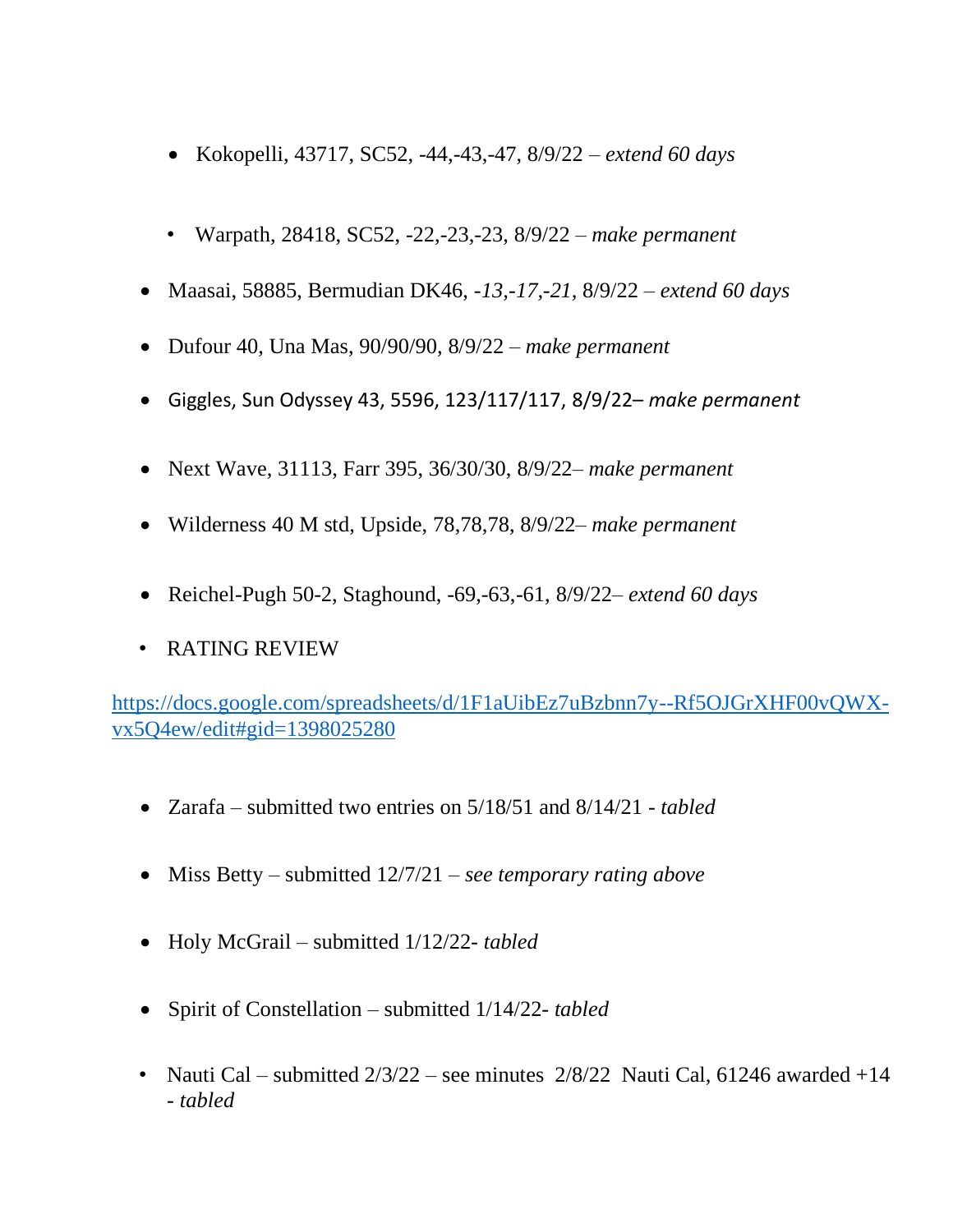- Kokopelli, 43717, SC52, -44,-43,-47, 8/9/22 – *extend 60 days*

- Warpath, 28418, SC52, -22,-23,-23, 8/9/22 – *make permanent*

- Maasai, 58885, Bermudian DK46, *-13,-17,-21*, 8/9/22 – *extend 60 days*

- Dufour 40, Una Mas, 90/90/90, 8/9/22 – *make permanent*

- Giggles, Sun Odyssey 43, 5596, 123/117/117, 8/9/22– *make permanent*

- Next Wave, 31113, Farr 395, 36/30/30, 8/9/22– *make permanent*

- Wilderness 40 M std, Upside, 78,78,78, 8/9/22– *make permanent*

- Reichel-Pugh 50-2, Staghound, -69,-63,-61, 8/9/22– *extend 60 days*

- RATING REVIEW

[https://docs.google.com/spreadsheets/d/1F1aUibEz7uBzbnn7y--Rf5OJGrXHF00vQWX-vx5Q4ew/edit#gid=1398025280](https://docs.google.com/spreadsheets/d/1F1aUibEz7uBzbnn7y--Rf5OJGrXHF00vQWX-vx5Q4ew/edit#gid=1398025280)

- Zarafa – submitted two entries on 5/18/51 and 8/14/21 - *tabled*

- Miss Betty – submitted 12/7/21 – *see temporary rating above*

- Holy McGrail – submitted 1/12/22- *tabled*

- Spirit of Constellation – submitted 1/14/22- *tabled*

- Nauti Cal – submitted 2/3/22 – see minutes 2/8/22 Nauti Cal, 61246 awarded +14 - *tabled*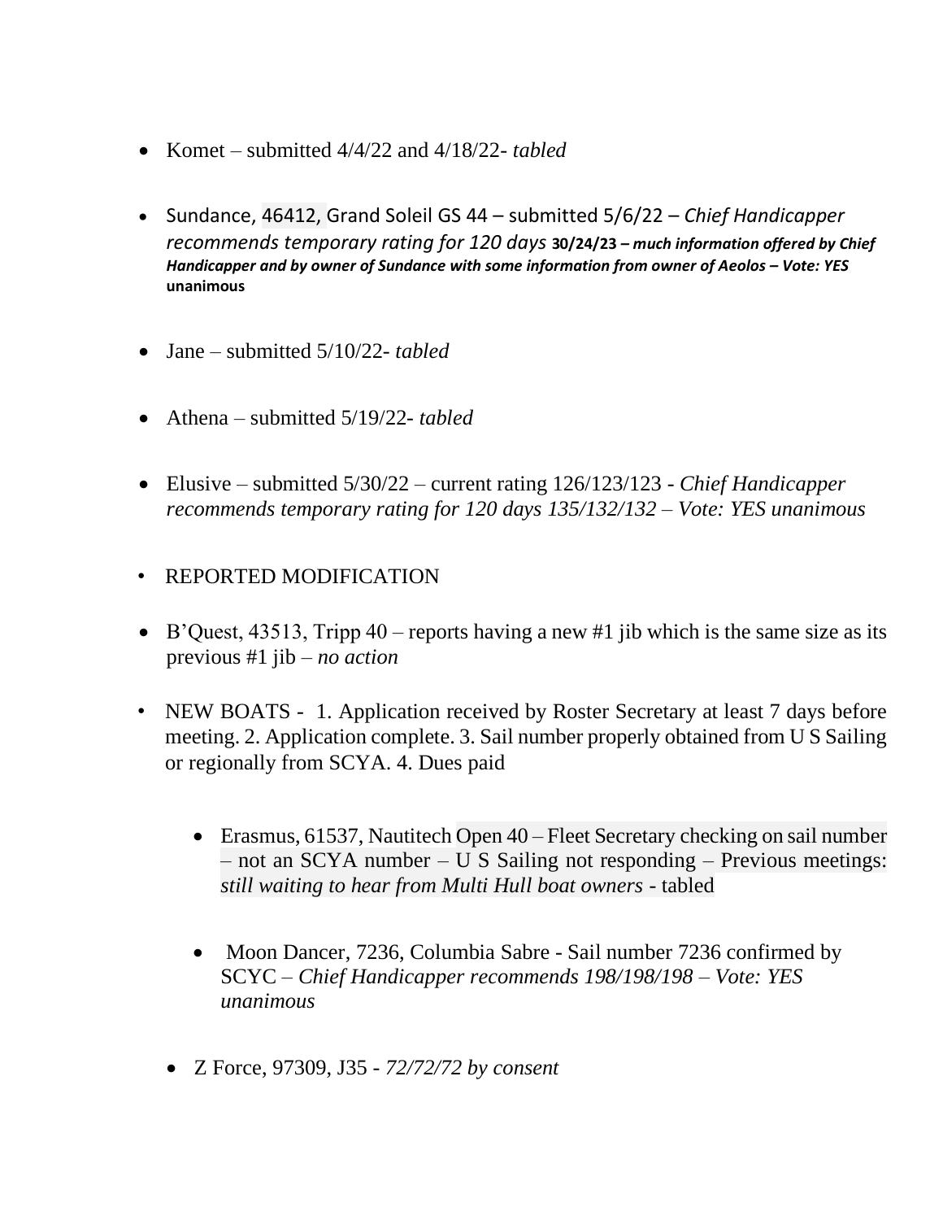- Komet – submitted 4/4/22 and 4/18/22- *tabled*

- Sundance, 46412, Grand Soleil GS 44 – submitted 5/6/22 – *Chief Handicapper recommends temporary rating for 120 days* **30/24/23 –** ***much information offered by Chief Handicapper and by owner of Sundance with some information from owner of Aeolos – Vote: YES*** **unanimous**

- Jane – submitted 5/10/22- *tabled*

- Athena – submitted 5/19/22- *tabled*

- Elusive – submitted 5/30/22 – current rating 126/123/123 - *Chief Handicapper recommends temporary rating for 120 days 135/132/132 – Vote: YES unanimous*

- REPORTED MODIFICATION

- B'Quest, 43513, Tripp 40 – reports having a new #1 jib which is the same size as its previous #1 jib – *no action*

- NEW BOATS - 1. Application received by Roster Secretary at least 7 days before meeting. 2. Application complete. 3. Sail number properly obtained from U S Sailing or regionally from SCYA. 4. Dues paid

  - Erasmus, 61537, Nautitech Open 40 – Fleet Secretary checking on sail number – not an SCYA number – U S Sailing not responding – Previous meetings: *still waiting to hear from Multi Hull boat owners* - tabled

  - Moon Dancer, 7236, Columbia Sabre - Sail number 7236 confirmed by SCYC – *Chief Handicapper recommends 198/198/198 – Vote: YES unanimous*

  - Z Force, 97309, J35 - *72/72/72 by consent*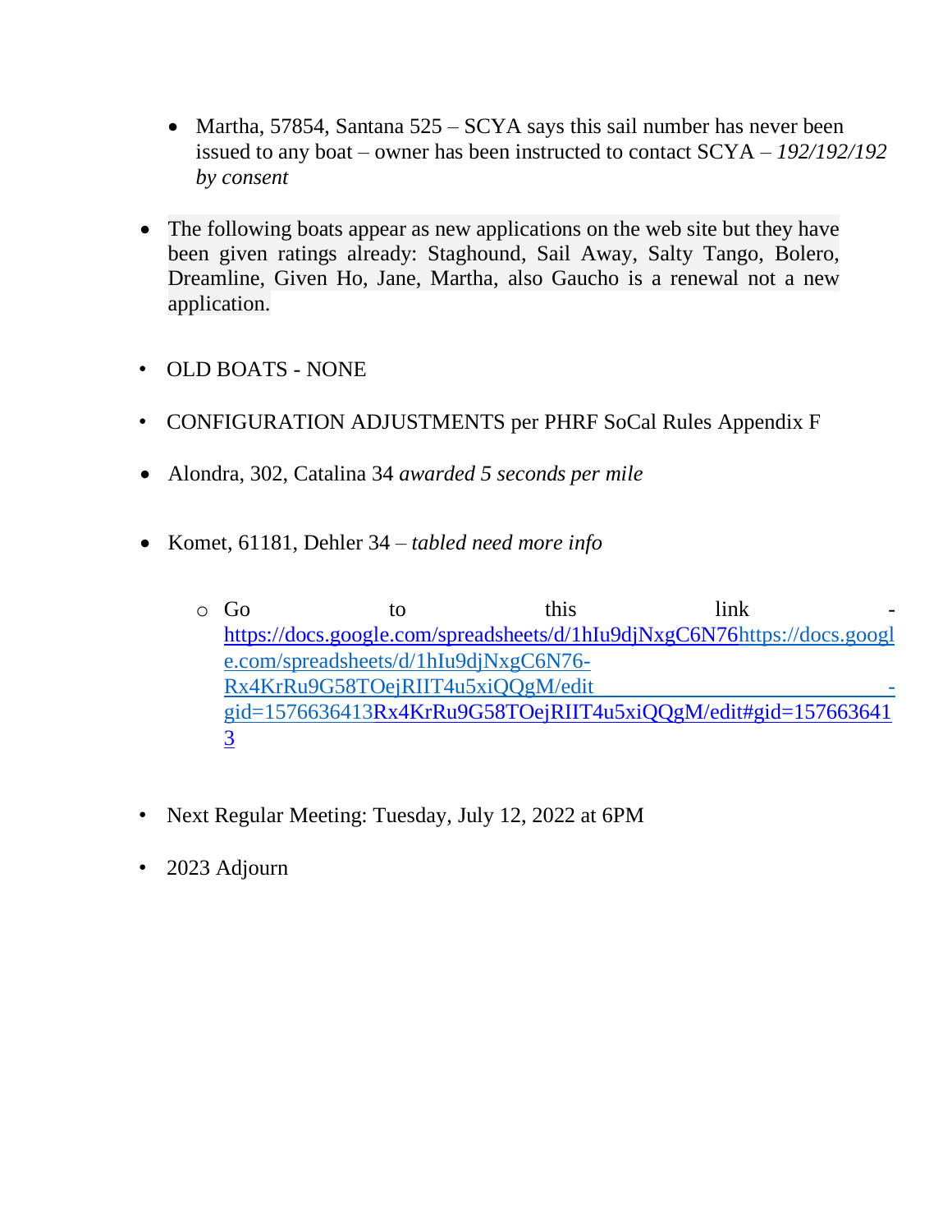- Martha, 57854, Santana 525 – SCYA says this sail number has never been issued to any boat – owner has been instructed to contact SCYA – *192/192/192 by consent*

- The following boats appear as new applications on the web site but they have been given ratings already: Staghound, Sail Away, Salty Tango, Bolero, Dreamline, Given Ho, Jane, Martha, also Gaucho is a renewal not a new application.

- OLD BOATS - NONE

- CONFIGURATION ADJUSTMENTS per PHRF SoCal Rules Appendix F

- Alondra, 302, Catalina 34 *awarded 5 seconds per mile*

- Komet, 61181, Dehler 34 – *tabled need more info*

  - Go to this link - https://docs.google.com/spreadsheets/d/1hIu9djNxgC6N76https://docs.google.com/spreadsheets/d/1hIu9djNxgC6N76-Rx4KrRu9G58TOejRIIT4u5xiQQgM/edit - gid=1576636413Rx4KrRu9G58TOejRIIT4u5xiQQgM/edit#gid=1576636413

- Next Regular Meeting: Tuesday, July 12, 2022 at 6PM

- 2023 Adjourn